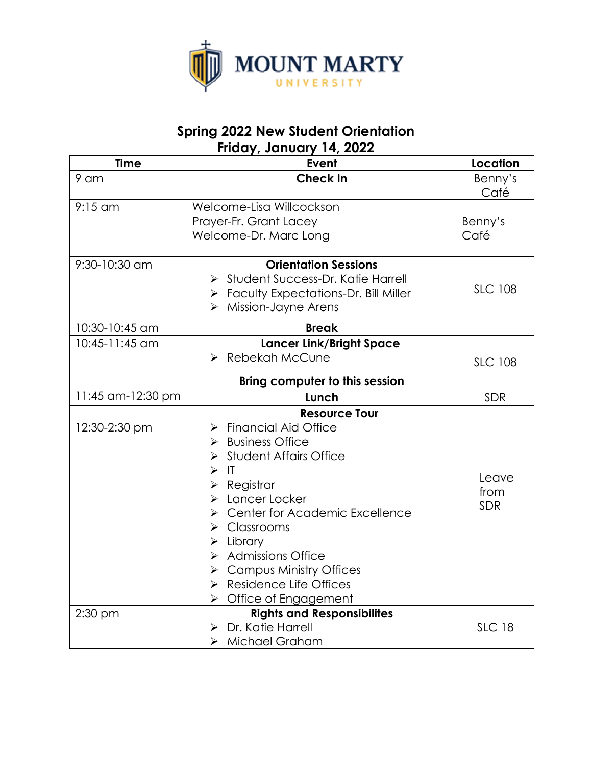MOUNT MARTY UNIVERSITY

## Spring 2022 New Student Orientation
## Friday, January 14, 2022

| Time | Event | Location |
| --- | --- | --- |
| 9 am | **Check In** | Benny's Café |
| 9:15 am | Welcome-Lisa Willcockson<br>Prayer-Fr. Grant Lacey<br>Welcome-Dr. Marc Long | Benny's Café |
| 9:30-10:30 am | **Orientation Sessions**<br>➢ Student Success-Dr. Katie Harrell<br>➢ Faculty Expectations-Dr. Bill Miller<br>➢ Mission-Jayne Arens | SLC 108 |
| 10:30-10:45 am | **Break** | |
| 10:45-11:45 am | **Lancer Link/Bright Space**<br>➢ Rebekah McCune<br>**Bring computer to this session** | SLC 108 |
| 11:45 am-12:30 pm | **Lunch** | SDR |
| 12:30-2:30 pm | **Resource Tour**<br>➢ Financial Aid Office<br>➢ Business Office<br>➢ Student Affairs Office<br>➢ IT<br>➢ Registrar<br>➢ Lancer Locker<br>➢ Center for Academic Excellence<br>➢ Classrooms<br>➢ Library<br>➢ Admissions Office<br>➢ Campus Ministry Offices<br>➢ Residence Life Offices<br>➢ Office of Engagement | Leave from SDR |
| 2:30 pm | **Rights and Responsibilites**<br>➢ Dr. Katie Harrell<br>➢ Michael Graham | SLC 18 |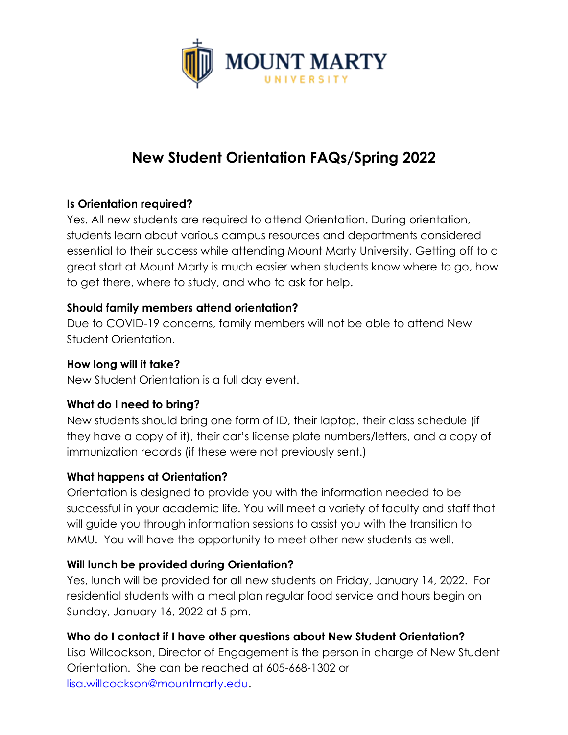MOUNT MARTY UNIVERSITY

# New Student Orientation FAQs/Spring 2022

**Is Orientation required?**

Yes. All new students are required to attend Orientation. During orientation, students learn about various campus resources and departments considered essential to their success while attending Mount Marty University. Getting off to a great start at Mount Marty is much easier when students know where to go, how to get there, where to study, and who to ask for help.

**Should family members attend orientation?**

Due to COVID-19 concerns, family members will not be able to attend New Student Orientation.

**How long will it take?**

New Student Orientation is a full day event.

**What do I need to bring?**

New students should bring one form of ID, their laptop, their class schedule (if they have a copy of it), their car's license plate numbers/letters, and a copy of immunization records (if these were not previously sent.)

**What happens at Orientation?**

Orientation is designed to provide you with the information needed to be successful in your academic life. You will meet a variety of faculty and staff that will guide you through information sessions to assist you with the transition to MMU. You will have the opportunity to meet other new students as well.

**Will lunch be provided during Orientation?**

Yes, lunch will be provided for all new students on Friday, January 14, 2022. For residential students with a meal plan regular food service and hours begin on Sunday, January 16, 2022 at 5 pm.

**Who do I contact if I have other questions about New Student Orientation?**

Lisa Willcockson, Director of Engagement is the person in charge of New Student Orientation. She can be reached at 605-668-1302 or [lisa.willcockson@mountmarty.edu](mailto:lisa.willcockson@mountmarty.edu).